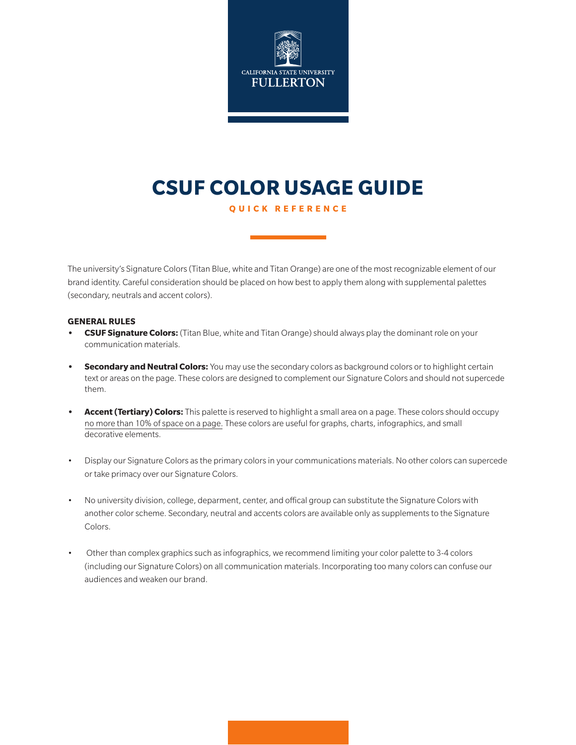CALIFORNIA STATE UNIVERSITY
FULLERTON

# CSUF COLOR USAGE GUIDE

QUICK REFERENCE

The university's Signature Colors (Titan Blue, white and Titan Orange) are one of the most recognizable element of our brand identity. Careful consideration should be placed on how best to apply them along with supplemental palettes (secondary, neutrals and accent colors).

**GENERAL RULES**

- **CSUF Signature Colors:** (Titan Blue, white and Titan Orange) should always play the dominant role on your communication materials.
- **Secondary and Neutral Colors:** You may use the secondary colors as background colors or to highlight certain text or areas on the page. These colors are designed to complement our Signature Colors and should not supercede them.
- **Accent (Tertiary) Colors:** This palette is reserved to highlight a small area on a page. These colors should occupy no more than 10% of space on a page. These colors are useful for graphs, charts, infographics, and small decorative elements.
- Display our Signature Colors as the primary colors in your communications materials. No other colors can supercede or take primacy over our Signature Colors.
- No university division, college, deparment, center, and offical group can substitute the Signature Colors with another color scheme. Secondary, neutral and accents colors are available only as supplements to the Signature Colors.
- Other than complex graphics such as infographics, we recommend limiting your color palette to 3-4 colors (including our Signature Colors) on all communication materials. Incorporating too many colors can confuse our audiences and weaken our brand.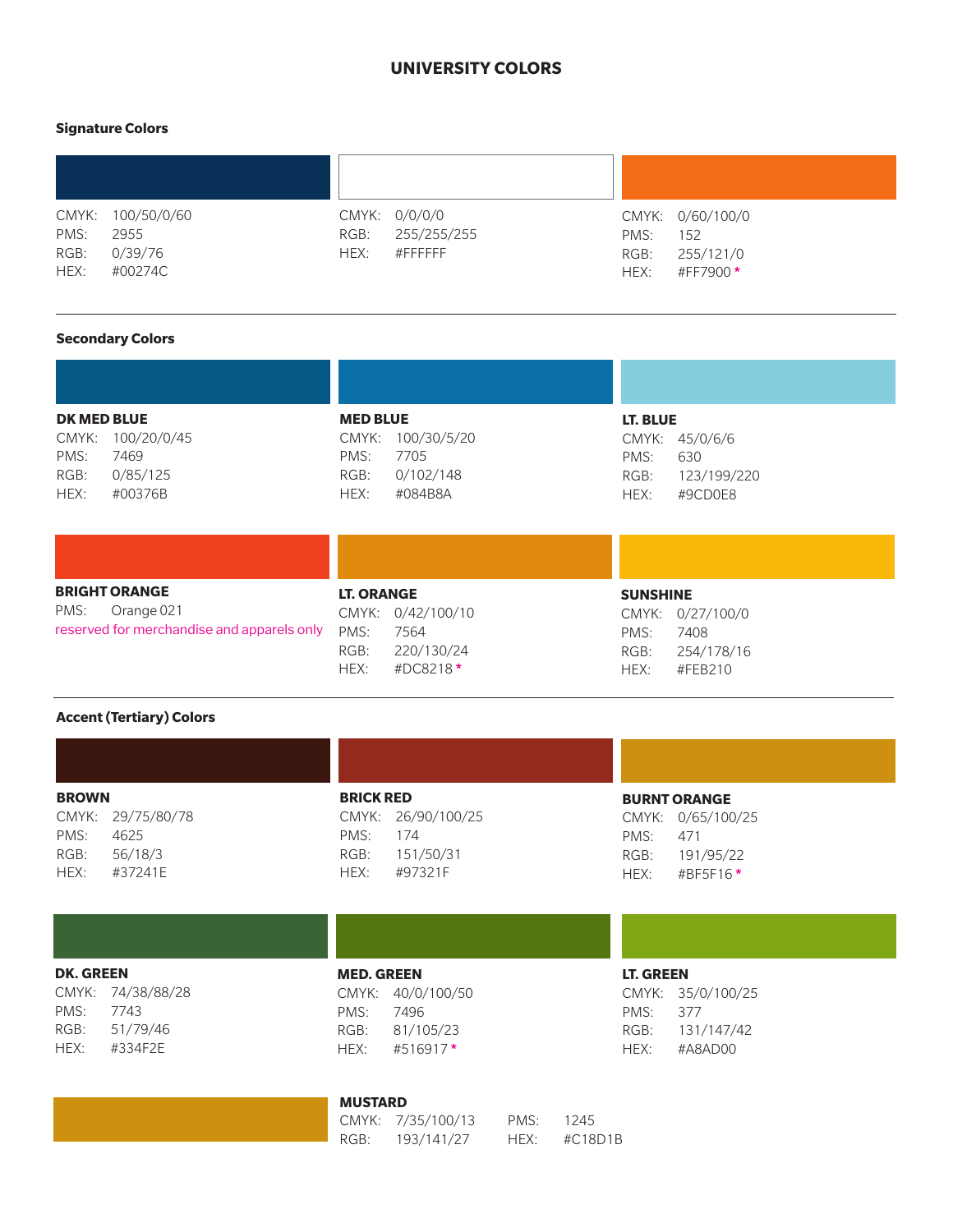# UNIVERSITY COLORS

## Signature Colors

CMYK: 100/50/0/60
PMS: 2955
RGB: 0/39/76
HEX: #00274C

CMYK: 0/0/0/0
RGB: 255/255/255
HEX: #FFFFFF

CMYK: 0/60/100/0
PMS: 152
RGB: 255/121/0
HEX: #FF7900 *

## Secondary Colors

**DK MED BLUE**
CMYK: 100/20/0/45
PMS: 7469
RGB: 0/85/125
HEX: #00376B

**MED BLUE**
CMYK: 100/30/5/20
PMS: 7705
RGB: 0/102/148
HEX: #084B8A

**LT. BLUE**
CMYK: 45/0/6/6
PMS: 630
RGB: 123/199/220
HEX: #9CD0E8

**BRIGHT ORANGE**
PMS: Orange 021
reserved for merchandise and apparels only

**LT. ORANGE**
CMYK: 0/42/100/10
PMS: 7564
RGB: 220/130/24
HEX: #DC8218 *

**SUNSHINE**
CMYK: 0/27/100/0
PMS: 7408
RGB: 254/178/16
HEX: #FEB210

## Accent (Tertiary) Colors

**BROWN**
CMYK: 29/75/80/78
PMS: 4625
RGB: 56/18/3
HEX: #37241E

**BRICK RED**
CMYK: 26/90/100/25
PMS: 174
RGB: 151/50/31
HEX: #97321F

**BURNT ORANGE**
CMYK: 0/65/100/25
PMS: 471
RGB: 191/95/22
HEX: #BF5F16 *

**DK. GREEN**
CMYK: 74/38/88/28
PMS: 7743
RGB: 51/79/46
HEX: #334F2E

**MED. GREEN**
CMYK: 40/0/100/50
PMS: 7496
RGB: 81/105/23
HEX: #516917 *

**LT. GREEN**
CMYK: 35/0/100/25
PMS: 377
RGB: 131/147/42
HEX: #A8AD00

**MUSTARD**
CMYK: 7/35/100/13
RGB: 193/141/27
PMS: 1245
HEX: #C18D1B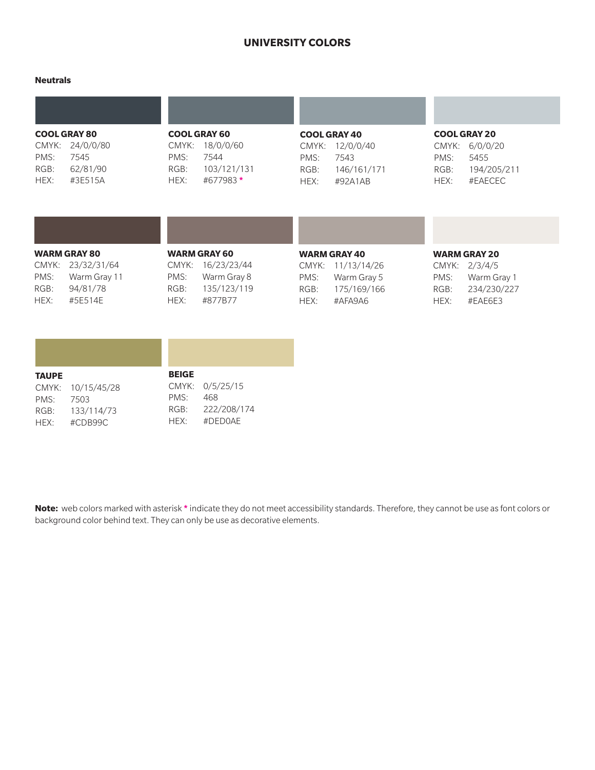# UNIVERSITY COLORS

## Neutrals

**COOL GRAY 80**
CMYK: 24/0/0/80
PMS: 7545
RGB: 62/81/90
HEX: #3E515A

**COOL GRAY 60**
CMYK: 18/0/0/60
PMS: 7544
RGB: 103/121/131
HEX: #677983 *

**COOL GRAY 40**
CMYK: 12/0/0/40
PMS: 7543
RGB: 146/161/171
HEX: #92A1AB

**COOL GRAY 20**
CMYK: 6/0/0/20
PMS: 5455
RGB: 194/205/211
HEX: #EAECEC

**WARM GRAY 80**
CMYK: 23/32/31/64
PMS: Warm Gray 11
RGB: 94/81/78
HEX: #5E514E

**WARM GRAY 60**
CMYK: 16/23/23/44
PMS: Warm Gray 8
RGB: 135/123/119
HEX: #877B77

**WARM GRAY 40**
CMYK: 11/13/14/26
PMS: Warm Gray 5
RGB: 175/169/166
HEX: #AFA9A6

**WARM GRAY 20**
CMYK: 2/3/4/5
PMS: Warm Gray 1
RGB: 234/230/227
HEX: #EAE6E3

**TAUPE**
CMYK: 10/15/45/28
PMS: 7503
RGB: 133/114/73
HEX: #CDB99C

**BEIGE**
CMYK: 0/5/25/15
PMS: 468
RGB: 222/208/174
HEX: #DED0AE

**Note:** web colors marked with asterisk * indicate they do not meet accessibility standards. Therefore, they cannot be use as font colors or background color behind text. They can only be use as decorative elements.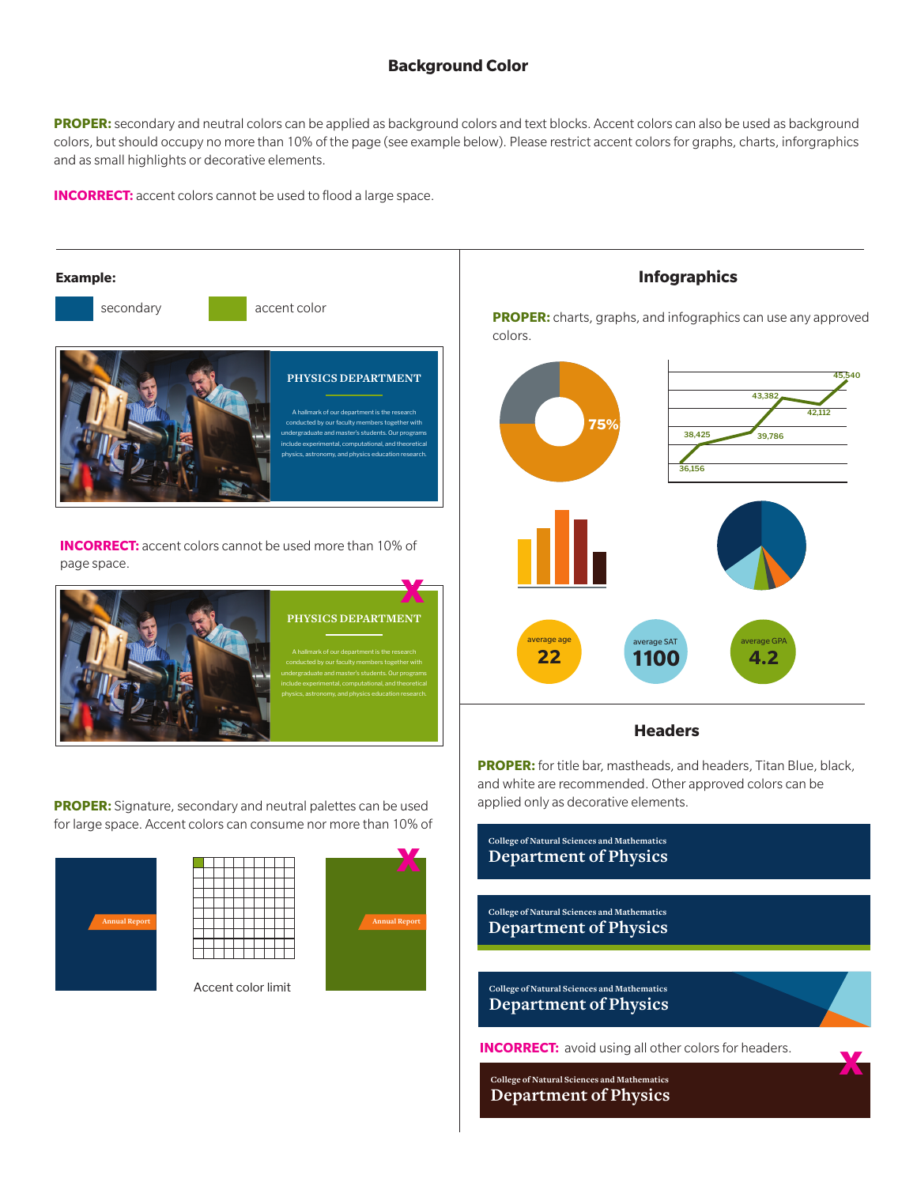## Background Color

**PROPER:** secondary and neutral colors can be applied as background colors and text blocks. Accent colors can also be used as background colors, but should occupy no more than 10% of the page (see example below). Please restrict accent colors for graphs, charts, inforgraphics and as small highlights or decorative elements.

**INCORRECT:** accent colors cannot be used to flood a large space.

**Example:**

secondary

accent color

PHYSICS DEPARTMENT

A hallmark of our department is the research conducted by our faculty members together with undergraduate and master's students. Our programs include experimental, computational, and theoretical physics, astronomy, and physics education research.

**INCORRECT:** accent colors cannot be used more than 10% of page space.

PHYSICS DEPARTMENT

A hallmark of our department is the research conducted by our faculty members together with undergraduate and master's students. Our programs include experimental, computational, and theoretical physics, astronomy, and physics education research.

**PROPER:** Signature, secondary and neutral palettes can be used for large space. Accent colors can consume nor more than 10% of

Annual Report

Accent color limit

Annual Report

### Infographics

**PROPER:** charts, graphs, and infographics can use any approved colors.

75%

36,156 · 38,425 · 39,786 · 43,382 · 42,112 · 45,540

average age 22

average SAT 1100

average GPA 4.2

### Headers

**PROPER:** for title bar, mastheads, and headers, Titan Blue, black, and white are recommended. Other approved colors can be applied only as decorative elements.

College of Natural Sciences and Mathematics
Department of Physics

College of Natural Sciences and Mathematics
Department of Physics

College of Natural Sciences and Mathematics
Department of Physics

**INCORRECT:** avoid using all other colors for headers.

College of Natural Sciences and Mathematics
Department of Physics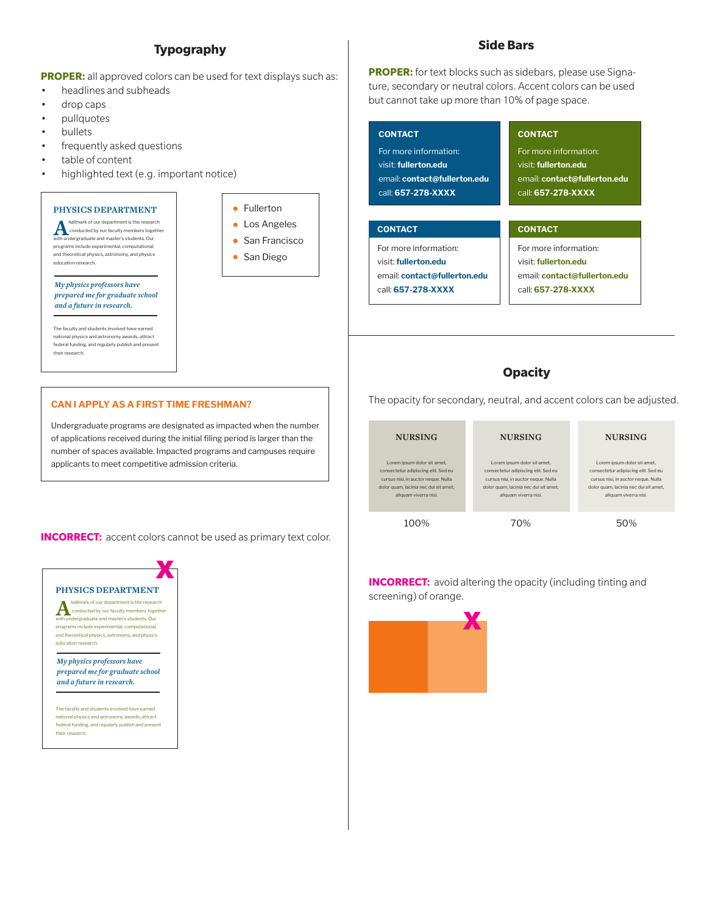## Typography

**PROPER:** all approved colors can be used for text displays such as:

- headlines and subheads
- drop caps
- pullquotes
- bullets
- frequently asked questions
- table of content
- highlighted text (e.g. important notice)

**PHYSICS DEPARTMENT**

A hallmark of our department is the research conducted by our faculty members together with undergraduate and master's students. Our programs include experimental, computational, and theoretical physics, astronomy, and physics education research.

*My physics professors have prepared me for graduate school and a future in research.*

The faculty and students involved have earned national physics and astronomy awards, attract federal funding, and regularly publish and present their research.

- Fullerton
- Los Angeles
- San Francisco
- San Diego

**CAN I APPLY AS A FIRST TIME FRESHMAN?**

Undergraduate programs are designated as impacted when the number of applications received during the initial filing period is larger than the number of spaces available. Impacted programs and campuses require applicants to meet competitive admission criteria.

**INCORRECT:** accent colors cannot be used as primary text color.

X

**PHYSICS DEPARTMENT**

A hallmark of our department is the research conducted by our faculty members together with undergraduate and master's students. Our programs include experimental, computational, and theoretical physics, astronomy, and physics education research.

*My physics professors have prepared me for graduate school and a future in research.*

The faculty and students involved have earned national physics and astronomy awards, attract federal funding, and regularly publish and present their research.

## Side Bars

**PROPER:** for text blocks such as sidebars, please use Signature, secondary or neutral colors. Accent colors can be used but cannot take up more than 10% of page space.

**CONTACT**

For more information:
visit: **fullerton.edu**
email: **contact@fullerton.edu**
call: **657-278-XXXX**

**CONTACT**

For more information:
visit: **fullerton.edu**
email: **contact@fullerton.edu**
call: **657-278-XXXX**

**CONTACT**

For more information:
visit: **fullerton.edu**
email: **contact@fullerton.edu**
call: **657-278-XXXX**

**CONTACT**

For more information:
visit: **fullerton.edu**
email: **contact@fullerton.edu**
call: **657-278-XXXX**

## Opacity

The opacity for secondary, neutral, and accent colors can be adjusted.

**NURSING**

Lorem ipsum dolor sit amet, consectetur adipiscing elit. Sed eu cursus nisi, in auctor neque. Nulla dolor quam, lacinia nec dui sit amet, aliquam viverra nisi.

100%

**NURSING**

Lorem ipsum dolor sit amet, consectetur adipiscing elit. Sed eu cursus nisi, in auctor neque. Nulla dolor quam, lacinia nec dui sit amet, aliquam viverra nisi.

70%

**NURSING**

Lorem ipsum dolor sit amet, consectetur adipiscing elit. Sed eu cursus nisi, in auctor neque. Nulla dolor quam, lacinia nec dui sit amet, aliquam viverra nisi.

50%

**INCORRECT:** avoid altering the opacity (including tinting and screening) of orange.

X